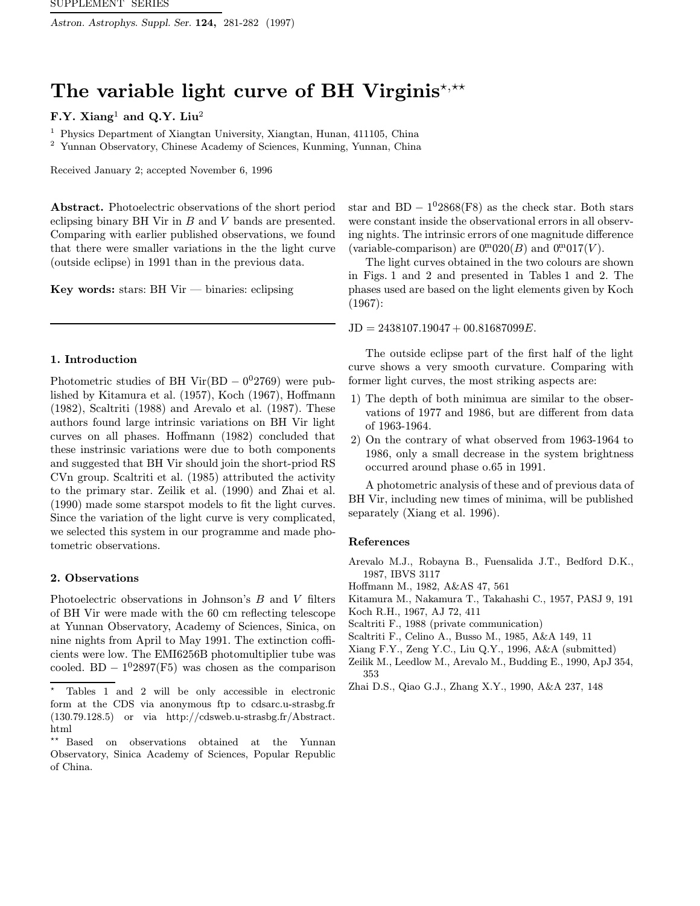# The variable light curve of BH Virginis[⋆,⋆⋆]

**F.Y. Xiang[1] and Q.Y. Liu[2]**

[1] Physics Department of Xiangtan University, Xiangtan, Hunan, 411105, China
[2] Yunnan Observatory, Chinese Academy of Sciences, Kunming, Yunnan, China

Received January 2; accepted November 6, 1996

**Abstract.** Photoelectric observations of the short period eclipsing binary BH Vir in $B$ and $V$ bands are presented. Comparing with earlier published observations, we found that there were smaller variations in the the light curve (outside eclipse) in 1991 than in the previous data.

**Key words:** stars: BH Vir — binaries: eclipsing

## 1. Introduction

Photometric studies of BH Vir(BD $-$ $0^0$2769) were published by Kitamura et al. (1957), Koch (1967), Hoffmann (1982), Scaltriti (1988) and Arevalo et al. (1987). These authors found large intrinsic variations on BH Vir light curves on all phases. Hoffmann (1982) concluded that these instrinsic variations were due to both components and suggested that BH Vir should join the short-priod RS CVn group. Scaltriti et al. (1985) attributed the activity to the primary star. Zeilik et al. (1990) and Zhai et al. (1990) made some starspot models to fit the light curves. Since the variation of the light curve is very complicated, we selected this system in our programme and made photometric observations.

## 2. Observations

Photoelectric observations in Johnson's $B$ and $V$ filters of BH Vir were made with the 60 cm reflecting telescope at Yunnan Observatory, Academy of Sciences, Sinica, on nine nights from April to May 1991. The extinction cofficients were low. The EMI6256B photomultiplier tube was cooled. BD $-$ $1^0$2897(F5) was chosen as the comparison star and BD $-$ $1^0$2868(F8) as the check star. Both stars were constant inside the observational errors in all observing nights. The intrinsic errors of one magnitude difference (variable-comparison) are $0\overset{\mathrm{m}}{.}020(B)$ and $0\overset{\mathrm{m}}{.}017(V)$.

The light curves obtained in the two colours are shown in Figs. 1 and 2 and presented in Tables 1 and 2. The phases used are based on the light elements given by Koch (1967):

$$\mathrm{JD} = 2438107.19047 + 00.81687099E.$$

The outside eclipse part of the first half of the light curve shows a very smooth curvature. Comparing with former light curves, the most striking aspects are:

1) The depth of both minimua are similar to the observations of 1977 and 1986, but are different from data of 1963-1964.
2) On the contrary of what observed from 1963-1964 to 1986, only a small decrease in the system brightness occurred around phase o.65 in 1991.

A photometric analysis of these and of previous data of BH Vir, including new times of minima, will be published separately (Xiang et al. 1996).

## References

Arevalo M.J., Robayna B., Fuensalida J.T., Bedford D.K., 1987, IBVS 3117
Hoffmann M., 1982, A&AS 47, 561
Kitamura M., Nakamura T., Takahashi C., 1957, PASJ 9, 191
Koch R.H., 1967, AJ 72, 411
Scaltriti F., 1988 (private communication)
Scaltriti F., Celino A., Busso M., 1985, A&A 149, 11
Xiang F.Y., Zeng Y.C., Liu Q.Y., 1996, A&A (submitted)
Zeilik M., Leedlow M., Arevalo M., Budding E., 1990, ApJ 354, 353
Zhai D.S., Qiao G.J., Zhang X.Y., 1990, A&A 237, 148

---

⋆ Tables 1 and 2 will be only accessible in electronic form at the CDS via anonymous ftp to cdsarc.u-strasbg.fr (130.79.128.5) or via http://cdsweb.u-strasbg.fr/Abstract.html

⋆⋆ Based on observations obtained at the Yunnan Observatory, Sinica Academy of Sciences, Popular Republic of China.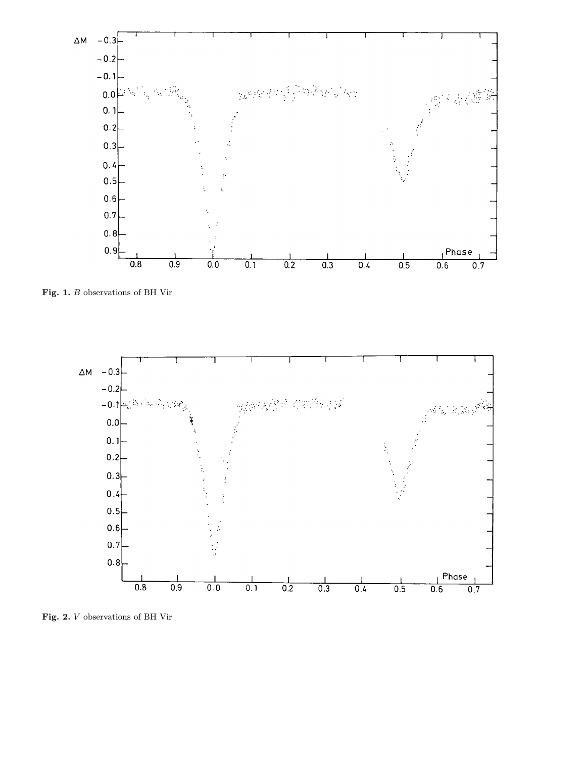ΔM
-0.3
-0.2
-0.1
0.0
0.1
0.2
0.3
0.4
0.5
0.6
0.7
0.8
0.9
Phase
0.8
0.9
0.0
0.1
0.2
0.3
0.4
0.5
0.6
0.7

**Fig. 1.** *B* observations of BH Vir

ΔM
-0.3
-0.2
-0.1
0.0
0.1
0.2
0.3
0.4
0.5
0.6
0.7
0.8
Phase
0.8
0.9
0.0
0.1
0.2
0.3
0.4
0.5
0.6
0.7

**Fig. 2.** *V* observations of BH Vir